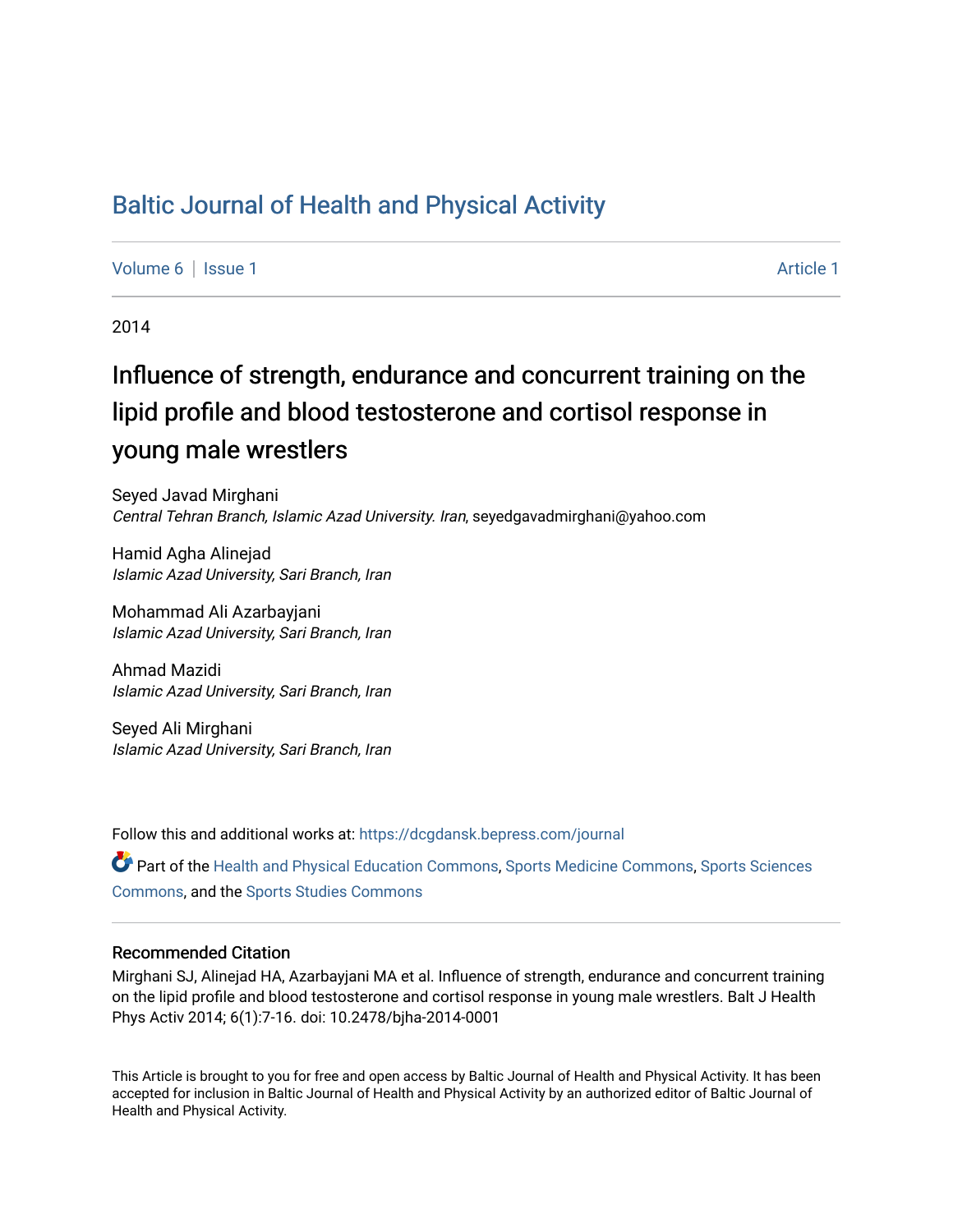# Baltic Journal of Health and Physical Activity

Volume 6 | Issue 1 Article 1

2014

## Influence of strength, endurance and concurrent training on the lipid profile and blood testosterone and cortisol response in young male wrestlers

Seyed Javad Mirghani
*Central Tehran Branch, Islamic Azad University. Iran*, seyedgavadmirghani@yahoo.com

Hamid Agha Alinejad
*Islamic Azad University, Sari Branch, Iran*

Mohammad Ali Azarbayjani
*Islamic Azad University, Sari Branch, Iran*

Ahmad Mazidi
*Islamic Azad University, Sari Branch, Iran*

Seyed Ali Mirghani
*Islamic Azad University, Sari Branch, Iran*

Follow this and additional works at: https://dcgdansk.bepress.com/journal

Part of the Health and Physical Education Commons, Sports Medicine Commons, Sports Sciences Commons, and the Sports Studies Commons

### Recommended Citation

Mirghani SJ, Alinejad HA, Azarbayjani MA et al. Influence of strength, endurance and concurrent training on the lipid profile and blood testosterone and cortisol response in young male wrestlers. Balt J Health Phys Activ 2014; 6(1):7-16. doi: 10.2478/bjha-2014-0001

This Article is brought to you for free and open access by Baltic Journal of Health and Physical Activity. It has been accepted for inclusion in Baltic Journal of Health and Physical Activity by an authorized editor of Baltic Journal of Health and Physical Activity.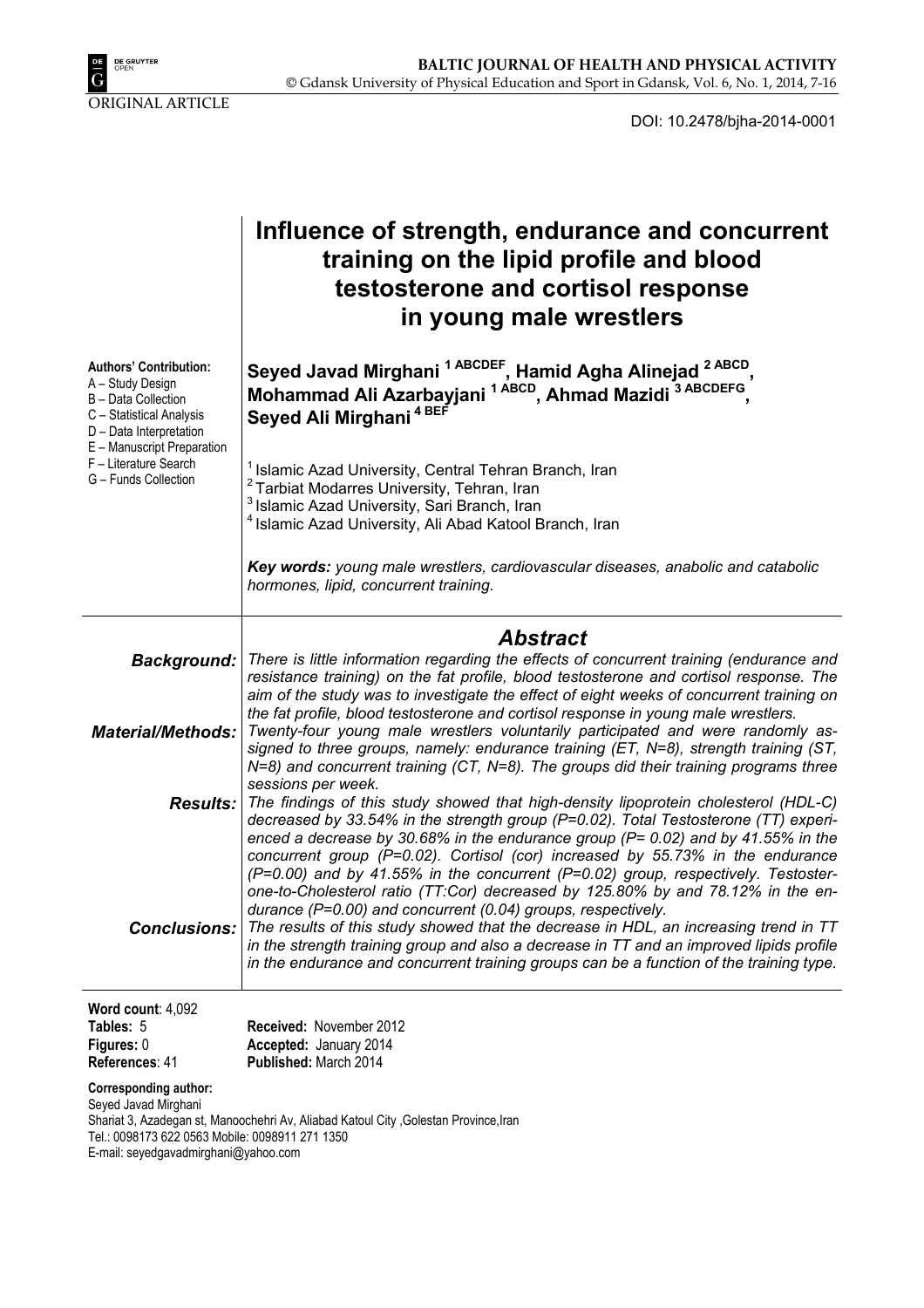ORIGINAL ARTICLE

DOI: 10.2478/bjha-2014-0001

# Influence of strength, endurance and concurrent training on the lipid profile and blood testosterone and cortisol response in young male wrestlers

**Authors' Contribution:**
A – Study Design
B – Data Collection
C – Statistical Analysis
D – Data Interpretation
E – Manuscript Preparation
F – Literature Search
G – Funds Collection

**Seyed Javad Mirghani [1 ABCDEF], Hamid Agha Alinejad [2 ABCD], Mohammad Ali Azarbayjani [1 ABCD], Ahmad Mazidi [3 ABCDEFG], Seyed Ali Mirghani [4 BEF]**

[1] Islamic Azad University, Central Tehran Branch, Iran
[2] Tarbiat Modarres University, Tehran, Iran
[3] Islamic Azad University, Sari Branch, Iran
[4] Islamic Azad University, Ali Abad Katool Branch, Iran

***Key words:*** *young male wrestlers, cardiovascular diseases, anabolic and catabolic hormones, lipid, concurrent training.*

## *Abstract*

***Background:*** *There is little information regarding the effects of concurrent training (endurance and resistance training) on the fat profile, blood testosterone and cortisol response. The aim of the study was to investigate the effect of eight weeks of concurrent training on the fat profile, blood testosterone and cortisol response in young male wrestlers.*

***Material/Methods:*** *Twenty-four young male wrestlers voluntarily participated and were randomly assigned to three groups, namely: endurance training (ET, N=8), strength training (ST, N=8) and concurrent training (CT, N=8). The groups did their training programs three sessions per week.*

***Results:*** *The findings of this study showed that high-density lipoprotein cholesterol (HDL-C) decreased by 33.54% in the strength group (P=0.02). Total Testosterone (TT) experienced a decrease by 30.68% in the endurance group (P= 0.02) and by 41.55% in the concurrent group (P=0.02). Cortisol (cor) increased by 55.73% in the endurance (P=0.00) and by 41.55% in the concurrent (P=0.02) group, respectively. Testosterone-to-Cholesterol ratio (TT:Cor) decreased by 125.80% by and 78.12% in the endurance (P=0.00) and concurrent (0.04) groups, respectively.*

***Conclusions:*** *The results of this study showed that the decrease in HDL, an increasing trend in TT in the strength training group and also a decrease in TT and an improved lipids profile in the endurance and concurrent training groups can be a function of the training type.*

**Word count**: 4,092
**Tables:** 5
**Figures:** 0
**References**: 41

**Received:** November 2012
**Accepted:** January 2014
**Published:** March 2014

**Corresponding author:**
Seyed Javad Mirghani
Shariat 3, Azadegan st, Manoochehri Av, Aliabad Katoul City ,Golestan Province,Iran
Tel.: 0098173 622 0563 Mobile: 0098911 271 1350
E-mail: seyedgavadmirghani@yahoo.com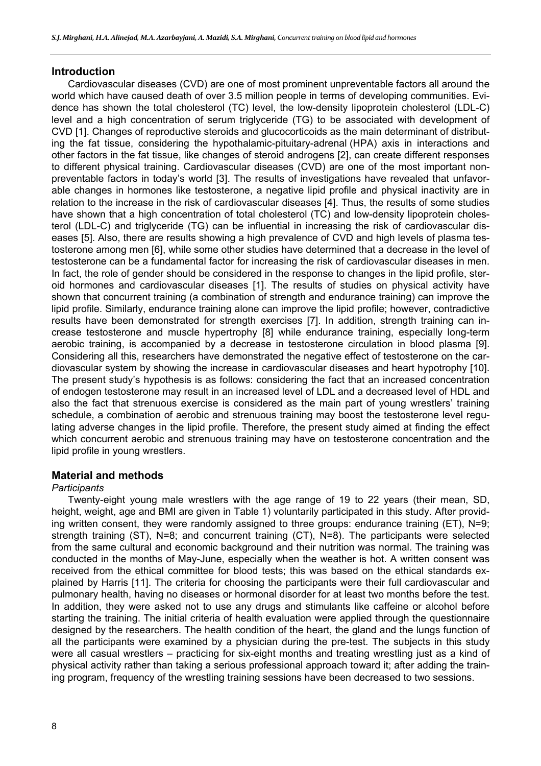## Introduction

Cardiovascular diseases (CVD) are one of most prominent unpreventable factors all around the world which have caused death of over 3.5 million people in terms of developing communities. Evidence has shown the total cholesterol (TC) level, the low-density lipoprotein cholesterol (LDL-C) level and a high concentration of serum triglyceride (TG) to be associated with development of CVD [1]. Changes of reproductive steroids and glucocorticoids as the main determinant of distributing the fat tissue, considering the hypothalamic-pituitary-adrenal (HPA) axis in interactions and other factors in the fat tissue, like changes of steroid androgens [2], can create different responses to different physical training. Cardiovascular diseases (CVD) are one of the most important non-preventable factors in today's world [3]. The results of investigations have revealed that unfavorable changes in hormones like testosterone, a negative lipid profile and physical inactivity are in relation to the increase in the risk of cardiovascular diseases [4]. Thus, the results of some studies have shown that a high concentration of total cholesterol (TC) and low-density lipoprotein cholesterol (LDL-C) and triglyceride (TG) can be influential in increasing the risk of cardiovascular diseases [5]. Also, there are results showing a high prevalence of CVD and high levels of plasma testosterone among men [6], while some other studies have determined that a decrease in the level of testosterone can be a fundamental factor for increasing the risk of cardiovascular diseases in men. In fact, the role of gender should be considered in the response to changes in the lipid profile, steroid hormones and cardiovascular diseases [1]. The results of studies on physical activity have shown that concurrent training (a combination of strength and endurance training) can improve the lipid profile. Similarly, endurance training alone can improve the lipid profile; however, contradictive results have been demonstrated for strength exercises [7]. In addition, strength training can increase testosterone and muscle hypertrophy [8] while endurance training, especially long-term aerobic training, is accompanied by a decrease in testosterone circulation in blood plasma [9]. Considering all this, researchers have demonstrated the negative effect of testosterone on the cardiovascular system by showing the increase in cardiovascular diseases and heart hypotrophy [10]. The present study's hypothesis is as follows: considering the fact that an increased concentration of endogen testosterone may result in an increased level of LDL and a decreased level of HDL and also the fact that strenuous exercise is considered as the main part of young wrestlers' training schedule, a combination of aerobic and strenuous training may boost the testosterone level regulating adverse changes in the lipid profile. Therefore, the present study aimed at finding the effect which concurrent aerobic and strenuous training may have on testosterone concentration and the lipid profile in young wrestlers.

## Material and methods

*Participants*

Twenty-eight young male wrestlers with the age range of 19 to 22 years (their mean, SD, height, weight, age and BMI are given in Table 1) voluntarily participated in this study. After providing written consent, they were randomly assigned to three groups: endurance training (ET), N=9; strength training (ST), N=8; and concurrent training (CT), N=8). The participants were selected from the same cultural and economic background and their nutrition was normal. The training was conducted in the months of May-June, especially when the weather is hot. A written consent was received from the ethical committee for blood tests; this was based on the ethical standards explained by Harris [11]. The criteria for choosing the participants were their full cardiovascular and pulmonary health, having no diseases or hormonal disorder for at least two months before the test. In addition, they were asked not to use any drugs and stimulants like caffeine or alcohol before starting the training. The initial criteria of health evaluation were applied through the questionnaire designed by the researchers. The health condition of the heart, the gland and the lungs function of all the participants were examined by a physician during the pre-test. The subjects in this study were all casual wrestlers – practicing for six-eight months and treating wrestling just as a kind of physical activity rather than taking a serious professional approach toward it; after adding the training program, frequency of the wrestling training sessions have been decreased to two sessions.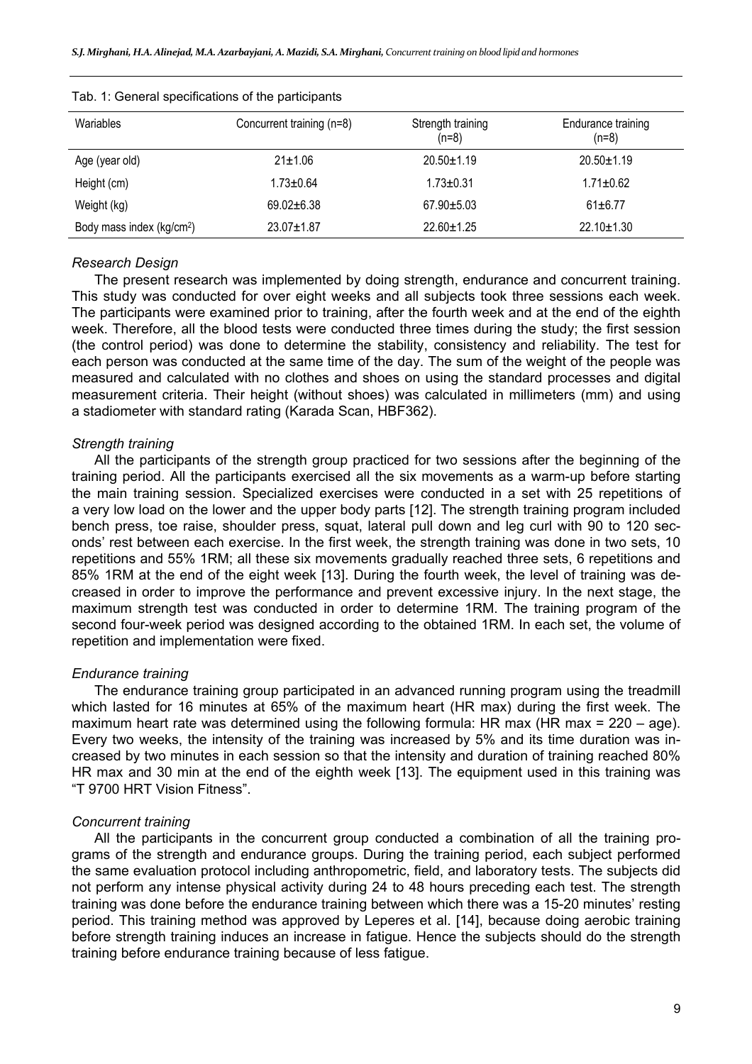Tab. 1: General specifications of the participants

| Wariables | Concurrent training (n=8) | Strength training (n=8) | Endurance training (n=8) |
|---|---|---|---|
| Age (year old) | 21±1.06 | 20.50±1.19 | 20.50±1.19 |
| Height (cm) | 1.73±0.64 | 1.73±0.31 | 1.71±0.62 |
| Weight (kg) | 69.02±6.38 | 67.90±5.03 | 61±6.77 |
| Body mass index (kg/cm$^2$) | 23.07±1.87 | 22.60±1.25 | 22.10±1.30 |

### *Research Design*

The present research was implemented by doing strength, endurance and concurrent training. This study was conducted for over eight weeks and all subjects took three sessions each week. The participants were examined prior to training, after the fourth week and at the end of the eighth week. Therefore, all the blood tests were conducted three times during the study; the first session (the control period) was done to determine the stability, consistency and reliability. The test for each person was conducted at the same time of the day. The sum of the weight of the people was measured and calculated with no clothes and shoes on using the standard processes and digital measurement criteria. Their height (without shoes) was calculated in millimeters (mm) and using a stadiometer with standard rating (Karada Scan, HBF362).

### *Strength training*

All the participants of the strength group practiced for two sessions after the beginning of the training period. All the participants exercised all the six movements as a warm-up before starting the main training session. Specialized exercises were conducted in a set with 25 repetitions of a very low load on the lower and the upper body parts [12]. The strength training program included bench press, toe raise, shoulder press, squat, lateral pull down and leg curl with 90 to 120 seconds' rest between each exercise. In the first week, the strength training was done in two sets, 10 repetitions and 55% 1RM; all these six movements gradually reached three sets, 6 repetitions and 85% 1RM at the end of the eight week [13]. During the fourth week, the level of training was decreased in order to improve the performance and prevent excessive injury. In the next stage, the maximum strength test was conducted in order to determine 1RM. The training program of the second four-week period was designed according to the obtained 1RM. In each set, the volume of repetition and implementation were fixed.

### *Endurance training*

The endurance training group participated in an advanced running program using the treadmill which lasted for 16 minutes at 65% of the maximum heart (HR max) during the first week. The maximum heart rate was determined using the following formula: HR max (HR max = 220 – age). Every two weeks, the intensity of the training was increased by 5% and its time duration was increased by two minutes in each session so that the intensity and duration of training reached 80% HR max and 30 min at the end of the eighth week [13]. The equipment used in this training was "T 9700 HRT Vision Fitness".

### *Concurrent training*

All the participants in the concurrent group conducted a combination of all the training programs of the strength and endurance groups. During the training period, each subject performed the same evaluation protocol including anthropometric, field, and laboratory tests. The subjects did not perform any intense physical activity during 24 to 48 hours preceding each test. The strength training was done before the endurance training between which there was a 15-20 minutes' resting period. This training method was approved by Leperes et al. [14], because doing aerobic training before strength training induces an increase in fatigue. Hence the subjects should do the strength training before endurance training because of less fatigue.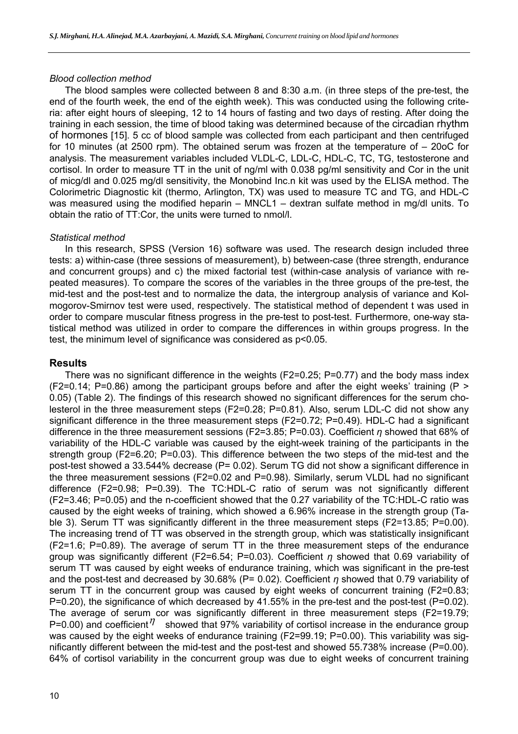### *Blood collection method*

The blood samples were collected between 8 and 8:30 a.m. (in three steps of the pre-test, the end of the fourth week, the end of the eighth week). This was conducted using the following criteria: after eight hours of sleeping, 12 to 14 hours of fasting and two days of resting. After doing the training in each session, the time of blood taking was determined because of the circadian rhythm of hormones [15]. 5 cc of blood sample was collected from each participant and then centrifuged for 10 minutes (at 2500 rpm). The obtained serum was frozen at the temperature of – 20oC for analysis. The measurement variables included VLDL-C, LDL-C, HDL-C, TC, TG, testosterone and cortisol. In order to measure TT in the unit of ng/ml with 0.038 pg/ml sensitivity and Cor in the unit of micg/dl and 0.025 mg/dl sensitivity, the Monobind Inc.n kit was used by the ELISA method. The Colorimetric Diagnostic kit (thermo, Arlington, TX) was used to measure TC and TG, and HDL-C was measured using the modified heparin – MNCL1 – dextran sulfate method in mg/dl units. To obtain the ratio of TT:Cor, the units were turned to nmol/l.

### *Statistical method*

In this research, SPSS (Version 16) software was used. The research design included three tests: a) within-case (three sessions of measurement), b) between-case (three strength, endurance and concurrent groups) and c) the mixed factorial test (within-case analysis of variance with repeated measures). To compare the scores of the variables in the three groups of the pre-test, the mid-test and the post-test and to normalize the data, the intergroup analysis of variance and Kolmogorov-Smirnov test were used, respectively. The statistical method of dependent t was used in order to compare muscular fitness progress in the pre-test to post-test. Furthermore, one-way statistical method was utilized in order to compare the differences in within groups progress. In the test, the minimum level of significance was considered as $p<0.05$.

## Results

There was no significant difference in the weights ($F2=0.25$; $P=0.77$) and the body mass index ($F2=0.14$; $P=0.86$) among the participant groups before and after the eight weeks' training ($P > 0.05$) (Table 2). The findings of this research showed no significant differences for the serum cholesterol in the three measurement steps ($F2=0.28$; $P=0.81$). Also, serum LDL-C did not show any significant difference in the three measurement steps ($F2=0.72$; $P=0.49$). HDL-C had a significant difference in the three measurement sessions ($F2=3.85$; $P=0.03$). Coefficient $\eta$ showed that 68% of variability of the HDL-C variable was caused by the eight-week training of the participants in the strength group ($F2=6.20$; $P=0.03$). This difference between the two steps of the mid-test and the post-test showed a 33.544% decrease ($P= 0.02$). Serum TG did not show a significant difference in the three measurement sessions ($F2=0.02$ and $P=0.98$). Similarly, serum VLDL had no significant difference ($F2=0.98$; $P=0.39$). The TC:HDL-C ratio of serum was not significantly different ($F2=3.46$; $P=0.05$) and the n-coefficient showed that the 0.27 variability of the TC:HDL-C ratio was caused by the eight weeks of training, which showed a 6.96% increase in the strength group (Table 3). Serum TT was significantly different in the three measurement steps ($F2=13.85$; $P=0.00$). The increasing trend of TT was observed in the strength group, which was statistically insignificant ($F2=1.6$; $P=0.89$). The average of serum TT in the three measurement steps of the endurance group was significantly different ($F2=6.54$; $P=0.03$). Coefficient $\eta$ showed that 0.69 variability of serum TT was caused by eight weeks of endurance training, which was significant in the pre-test and the post-test and decreased by 30.68% ($P= 0.02$). Coefficient $\eta$ showed that 0.79 variability of serum TT in the concurrent group was caused by eight weeks of concurrent training ($F2=0.83$; $P=0.20$), the significance of which decreased by 41.55% in the pre-test and the post-test ($P=0.02$). The average of serum cor was significantly different in three measurement steps ($F2=19.79$; $P=0.00$) and coefficient $\eta$ showed that 97% variability of cortisol increase in the endurance group was caused by the eight weeks of endurance training ($F2=99.19$; $P=0.00$). This variability was significantly different between the mid-test and the post-test and showed 55.738% increase ($P=0.00$). 64% of cortisol variability in the concurrent group was due to eight weeks of concurrent training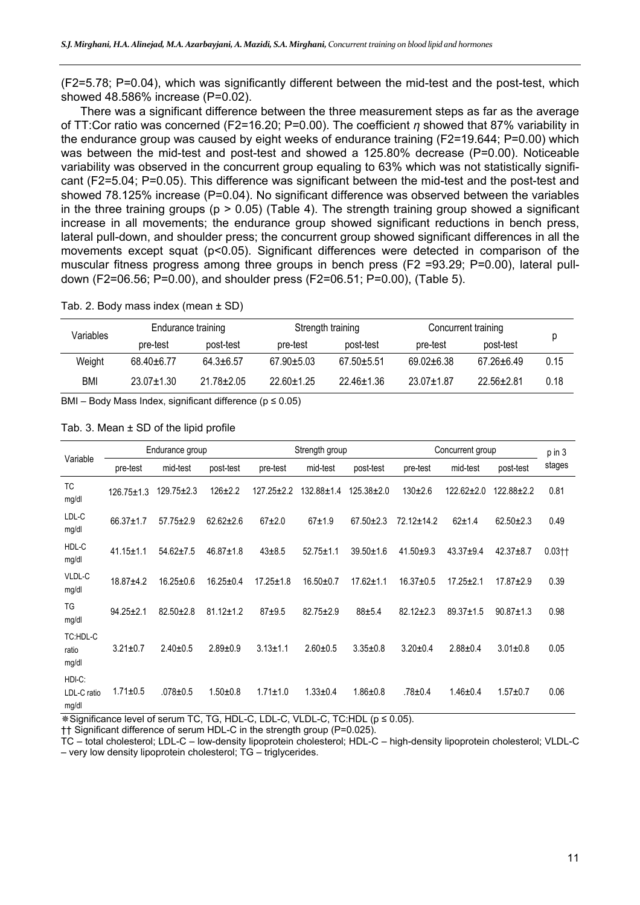($F2=5.78$; $P=0.04$), which was significantly different between the mid-test and the post-test, which showed 48.586% increase ($P=0.02$).

There was a significant difference between the three measurement steps as far as the average of TT:Cor ratio was concerned ($F2=16.20$; $P=0.00$). The coefficient $\eta$ showed that 87% variability in the endurance group was caused by eight weeks of endurance training ($F2=19.644$; $P=0.00$) which was between the mid-test and post-test and showed a 125.80% decrease ($P=0.00$). Noticeable variability was observed in the concurrent group equaling to 63% which was not statistically significant ($F2=5.04$; $P=0.05$). This difference was significant between the mid-test and the post-test and showed 78.125% increase ($P=0.04$). No significant difference was observed between the variables in the three training groups ($p > 0.05$) (Table 4). The strength training group showed a significant increase in all movements; the endurance group showed significant reductions in bench press, lateral pull-down, and shoulder press; the concurrent group showed significant differences in all the movements except squat ($p<0.05$). Significant differences were detected in comparison of the muscular fitness progress among three groups in bench press ($F2 =93.29$; $P=0.00$), lateral pull-down ($F2=06.56$; $P=0.00$), and shoulder press ($F2=06.51$; $P=0.00$), (Table 5).

Tab. 2. Body mass index (mean ± SD)

| Variables | Endurance training | | Strength training | | Concurrent training | | p |
|---|---|---|---|---|---|---|---|
| | pre-test | post-test | pre-test | post-test | pre-test | post-test | |
| Weight | 68.40±6.77 | 64.3±6.57 | 67.90±5.03 | 67.50±5.51 | 69.02±6.38 | 67.26±6.49 | 0.15 |
| BMI | 23.07±1.30 | 21.78±2.05 | 22.60±1.25 | 22.46±1.36 | 23.07±1.87 | 22.56±2.81 | 0.18 |

BMI – Body Mass Index, significant difference ($p \leq 0.05$)

Tab. 3. Mean ± SD of the lipid profile

| Variable | Endurance group | | | Strength group | | | Concurrent group | | | p in 3 stages |
|---|---|---|---|---|---|---|---|---|---|---|
| | pre-test | mid-test | post-test | pre-test | mid-test | post-test | pre-test | mid-test | post-test | |
| TC mg/dl | 126.75±1.3 | 129.75±2.3 | 126±2.2 | 127.25±2.2 | 132.88±1.4 | 125.38±2.0 | 130±2.6 | 122.62±2.0 | 122.88±2.2 | 0.81 |
| LDL-C mg/dl | 66.37±1.7 | 57.75±2.9 | 62.62±2.6 | 67±2.0 | 67±1.9 | 67.50±2.3 | 72.12±14.2 | 62±1.4 | 62.50±2.3 | 0.49 |
| HDL-C mg/dl | 41.15±1.1 | 54.62±7.5 | 46.87±1.8 | 43±8.5 | 52.75±1.1 | 39.50±1.6 | 41.50±9.3 | 43.37±9.4 | 42.37±8.7 | 0.03†† |
| VLDL-C mg/dl | 18.87±4.2 | 16.25±0.6 | 16.25±0.4 | 17.25±1.8 | 16.50±0.7 | 17.62±1.1 | 16.37±0.5 | 17.25±2.1 | 17.87±2.9 | 0.39 |
| TG mg/dl | 94.25±2.1 | 82.50±2.8 | 81.12±1.2 | 87±9.5 | 82.75±2.9 | 88±5.4 | 82.12±2.3 | 89.37±1.5 | 90.87±1.3 | 0.98 |
| TC:HDL-C ratio mg/dl | 3.21±0.7 | 2.40±0.5 | 2.89±0.9 | 3.13±1.1 | 2.60±0.5 | 3.35±0.8 | 3.20±0.4 | 2.88±0.4 | 3.01±0.8 | 0.05 |
| HDl-C: LDL-C ratio mg/dl | 1.71±0.5 | .078±0.5 | 1.50±0.8 | 1.71±1.0 | 1.33±0.4 | 1.86±0.8 | .78±0.4 | 1.46±0.4 | 1.57±0.7 | 0.06 |

❋Significance level of serum TC, TG, HDL-C, LDL-C, VLDL-C, TC:HDL ($p \leq 0.05$).

†† Significant difference of serum HDL-C in the strength group ($P=0.025$).

TC – total cholesterol; LDL-C – low-density lipoprotein cholesterol; HDL-C – high-density lipoprotein cholesterol; VLDL-C – very low density lipoprotein cholesterol; TG – triglycerides.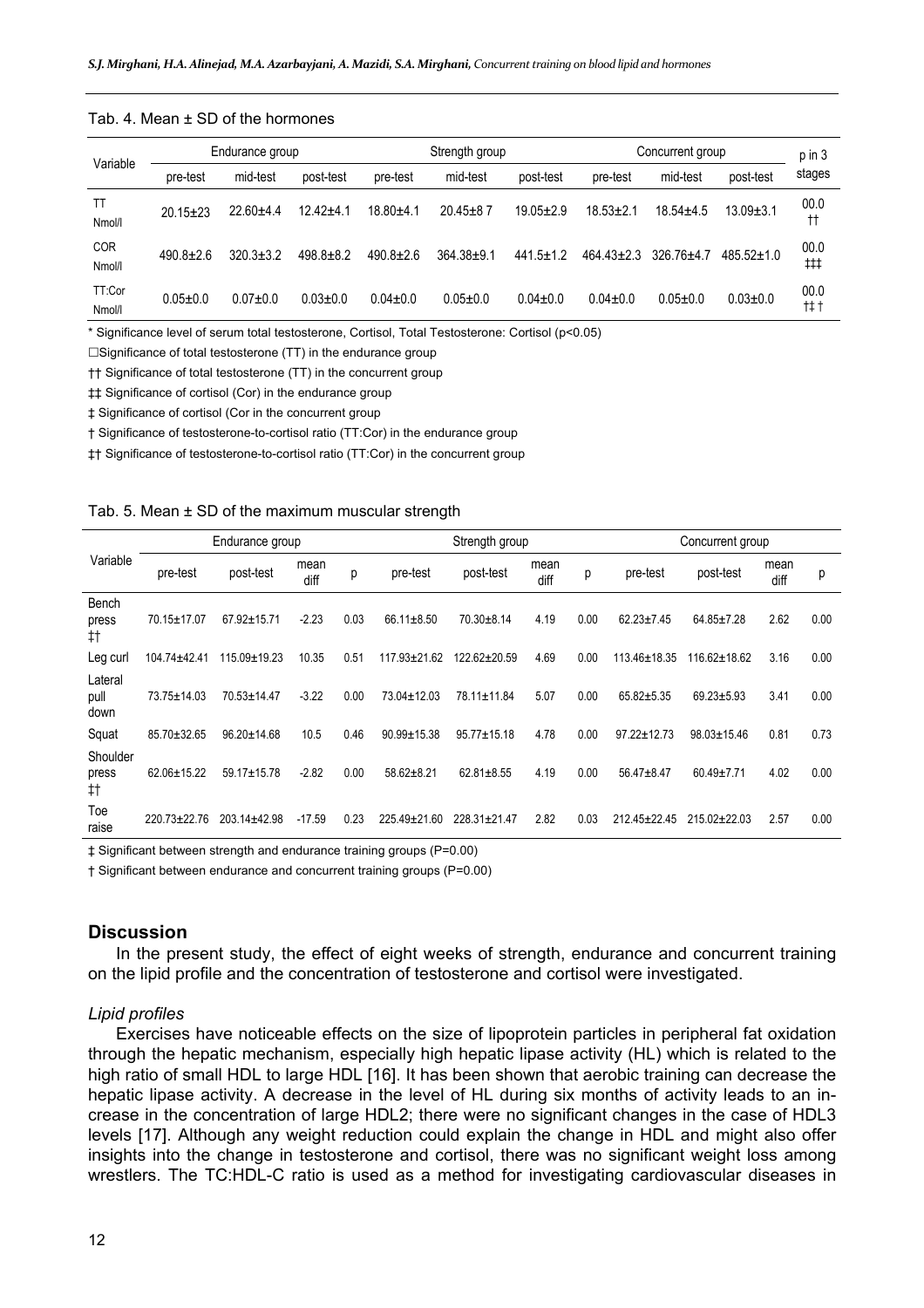Tab. 4. Mean ± SD of the hormones

| Variable | Endurance group | | | Strength group | | | Concurrent group | | | p in 3 stages |
|---|---|---|---|---|---|---|---|---|---|---|
| | pre-test | mid-test | post-test | pre-test | mid-test | post-test | pre-test | mid-test | post-test | |
| TT Nmol/l | 20.15±23 | 22.60±4.4 | 12.42±4.1 | 18.80±4.1 | 20.45±8 7 | 19.05±2.9 | 18.53±2.1 | 18.54±4.5 | 13.09±3.1 | 00.0 †† |
| COR Nmol/l | 490.8±2.6 | 320.3±3.2 | 498.8±8.2 | 490.8±2.6 | 364.38±9.1 | 441.5±1.2 | 464.43±2.3 | 326.76±4.7 | 485.52±1.0 | 00.0 ‡‡‡ |
| TT:Cor Nmol/l | 0.05±0.0 | 0.07±0.0 | 0.03±0.0 | 0.04±0.0 | 0.05±0.0 | 0.04±0.0 | 0.04±0.0 | 0.05±0.0 | 0.03±0.0 | 00.0 ‡‡ † |

\* Significance level of serum total testosterone, Cortisol, Total Testosterone: Cortisol (p<0.05)

□Significance of total testosterone (TT) in the endurance group

†† Significance of total testosterone (TT) in the concurrent group

‡‡ Significance of cortisol (Cor) in the endurance group

‡ Significance of cortisol (Cor in the concurrent group

† Significance of testosterone-to-cortisol ratio (TT:Cor) in the endurance group

‡† Significance of testosterone-to-cortisol ratio (TT:Cor) in the concurrent group

Tab. 5. Mean ± SD of the maximum muscular strength

| Variable | Endurance group | | | | Strength group | | | | Concurrent group | | | |
|---|---|---|---|---|---|---|---|---|---|---|---|---|
| | pre-test | post-test | mean diff | p | pre-test | post-test | mean diff | p | pre-test | post-test | mean diff | p |
| Bench press ‡† | 70.15±17.07 | 67.92±15.71 | -2.23 | 0.03 | 66.11±8.50 | 70.30±8.14 | 4.19 | 0.00 | 62.23±7.45 | 64.85±7.28 | 2.62 | 0.00 |
| Leg curl | 104.74±42.41 | 115.09±19.23 | 10.35 | 0.51 | 117.93±21.62 | 122.62±20.59 | 4.69 | 0.00 | 113.46±18.35 | 116.62±18.62 | 3.16 | 0.00 |
| Lateral pull down | 73.75±14.03 | 70.53±14.47 | -3.22 | 0.00 | 73.04±12.03 | 78.11±11.84 | 5.07 | 0.00 | 65.82±5.35 | 69.23±5.93 | 3.41 | 0.00 |
| Squat | 85.70±32.65 | 96.20±14.68 | 10.5 | 0.46 | 90.99±15.38 | 95.77±15.18 | 4.78 | 0.00 | 97.22±12.73 | 98.03±15.46 | 0.81 | 0.73 |
| Shoulder press ‡† | 62.06±15.22 | 59.17±15.78 | -2.82 | 0.00 | 58.62±8.21 | 62.81±8.55 | 4.19 | 0.00 | 56.47±8.47 | 60.49±7.71 | 4.02 | 0.00 |
| Toe raise | 220.73±22.76 | 203.14±42.98 | -17.59 | 0.23 | 225.49±21.60 | 228.31±21.47 | 2.82 | 0.03 | 212.45±22.45 | 215.02±22.03 | 2.57 | 0.00 |

‡ Significant between strength and endurance training groups (P=0.00)

† Significant between endurance and concurrent training groups (P=0.00)

## Discussion

In the present study, the effect of eight weeks of strength, endurance and concurrent training on the lipid profile and the concentration of testosterone and cortisol were investigated.

### *Lipid profiles*

Exercises have noticeable effects on the size of lipoprotein particles in peripheral fat oxidation through the hepatic mechanism, especially high hepatic lipase activity (HL) which is related to the high ratio of small HDL to large HDL [16]. It has been shown that aerobic training can decrease the hepatic lipase activity. A decrease in the level of HL during six months of activity leads to an increase in the concentration of large HDL2; there were no significant changes in the case of HDL3 levels [17]. Although any weight reduction could explain the change in HDL and might also offer insights into the change in testosterone and cortisol, there was no significant weight loss among wrestlers. The TC:HDL-C ratio is used as a method for investigating cardiovascular diseases in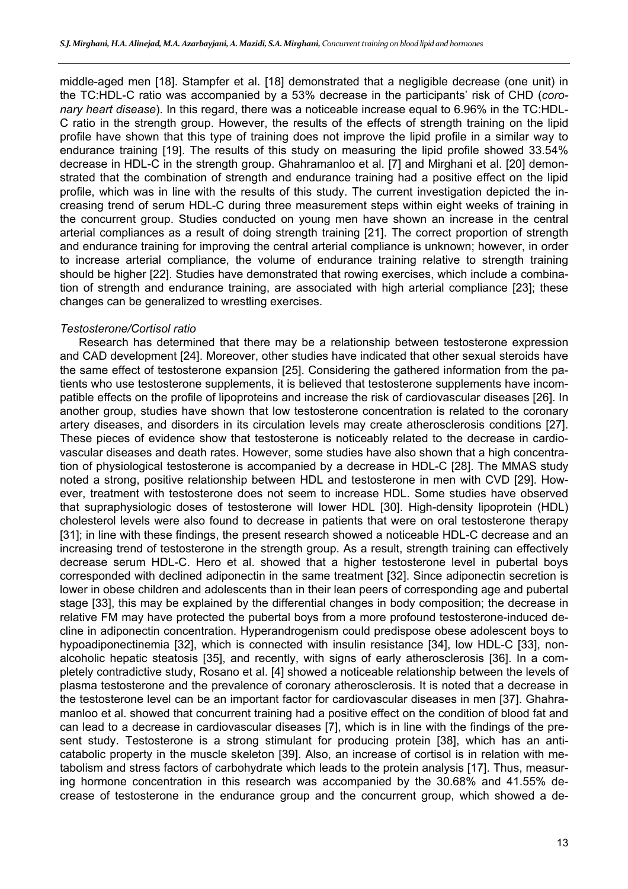middle-aged men [18]. Stampfer et al. [18] demonstrated that a negligible decrease (one unit) in the TC:HDL-C ratio was accompanied by a 53% decrease in the participants' risk of CHD (*coronary heart disease*). In this regard, there was a noticeable increase equal to 6.96% in the TC:HDL-C ratio in the strength group. However, the results of the effects of strength training on the lipid profile have shown that this type of training does not improve the lipid profile in a similar way to endurance training [19]. The results of this study on measuring the lipid profile showed 33.54% decrease in HDL-C in the strength group. Ghahramanloo et al. [7] and Mirghani et al. [20] demonstrated that the combination of strength and endurance training had a positive effect on the lipid profile, which was in line with the results of this study. The current investigation depicted the increasing trend of serum HDL-C during three measurement steps within eight weeks of training in the concurrent group. Studies conducted on young men have shown an increase in the central arterial compliances as a result of doing strength training [21]. The correct proportion of strength and endurance training for improving the central arterial compliance is unknown; however, in order to increase arterial compliance, the volume of endurance training relative to strength training should be higher [22]. Studies have demonstrated that rowing exercises, which include a combination of strength and endurance training, are associated with high arterial compliance [23]; these changes can be generalized to wrestling exercises.

*Testosterone/Cortisol ratio*

Research has determined that there may be a relationship between testosterone expression and CAD development [24]. Moreover, other studies have indicated that other sexual steroids have the same effect of testosterone expansion [25]. Considering the gathered information from the patients who use testosterone supplements, it is believed that testosterone supplements have incompatible effects on the profile of lipoproteins and increase the risk of cardiovascular diseases [26]. In another group, studies have shown that low testosterone concentration is related to the coronary artery diseases, and disorders in its circulation levels may create atherosclerosis conditions [27]. These pieces of evidence show that testosterone is noticeably related to the decrease in cardiovascular diseases and death rates. However, some studies have also shown that a high concentration of physiological testosterone is accompanied by a decrease in HDL-C [28]. The MMAS study noted a strong, positive relationship between HDL and testosterone in men with CVD [29]. However, treatment with testosterone does not seem to increase HDL. Some studies have observed that supraphysiologic doses of testosterone will lower HDL [30]. High-density lipoprotein (HDL) cholesterol levels were also found to decrease in patients that were on oral testosterone therapy [31]; in line with these findings, the present research showed a noticeable HDL-C decrease and an increasing trend of testosterone in the strength group. As a result, strength training can effectively decrease serum HDL-C. Hero et al. showed that a higher testosterone level in pubertal boys corresponded with declined adiponectin in the same treatment [32]. Since adiponectin secretion is lower in obese children and adolescents than in their lean peers of corresponding age and pubertal stage [33], this may be explained by the differential changes in body composition; the decrease in relative FM may have protected the pubertal boys from a more profound testosterone-induced decline in adiponectin concentration. Hyperandrogenism could predispose obese adolescent boys to hypoadiponectinemia [32], which is connected with insulin resistance [34], low HDL-C [33], non-alcoholic hepatic steatosis [35], and recently, with signs of early atherosclerosis [36]. In a completely contradictive study, Rosano et al. [4] showed a noticeable relationship between the levels of plasma testosterone and the prevalence of coronary atherosclerosis. It is noted that a decrease in the testosterone level can be an important factor for cardiovascular diseases in men [37]. Ghahramanloo et al. showed that concurrent training had a positive effect on the condition of blood fat and can lead to a decrease in cardiovascular diseases [7], which is in line with the findings of the present study. Testosterone is a strong stimulant for producing protein [38], which has an anti-catabolic property in the muscle skeleton [39]. Also, an increase of cortisol is in relation with metabolism and stress factors of carbohydrate which leads to the protein analysis [17]. Thus, measuring hormone concentration in this research was accompanied by the 30.68% and 41.55% decrease of testosterone in the endurance group and the concurrent group, which showed a de-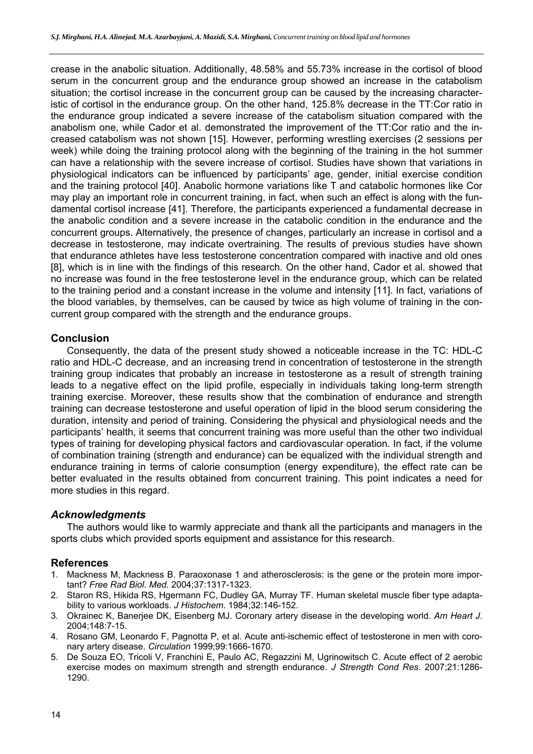crease in the anabolic situation. Additionally, 48.58% and 55.73% increase in the cortisol of blood serum in the concurrent group and the endurance group showed an increase in the catabolism situation; the cortisol increase in the concurrent group can be caused by the increasing characteristic of cortisol in the endurance group. On the other hand, 125.8% decrease in the TT:Cor ratio in the endurance group indicated a severe increase of the catabolism situation compared with the anabolism one, while Cador et al. demonstrated the improvement of the TT:Cor ratio and the increased catabolism was not shown [15]. However, performing wrestling exercises (2 sessions per week) while doing the training protocol along with the beginning of the training in the hot summer can have a relationship with the severe increase of cortisol. Studies have shown that variations in physiological indicators can be influenced by participants' age, gender, initial exercise condition and the training protocol [40]. Anabolic hormone variations like T and catabolic hormones like Cor may play an important role in concurrent training, in fact, when such an effect is along with the fundamental cortisol increase [41]. Therefore, the participants experienced a fundamental decrease in the anabolic condition and a severe increase in the catabolic condition in the endurance and the concurrent groups. Alternatively, the presence of changes, particularly an increase in cortisol and a decrease in testosterone, may indicate overtraining. The results of previous studies have shown that endurance athletes have less testosterone concentration compared with inactive and old ones [8], which is in line with the findings of this research. On the other hand, Cador et al. showed that no increase was found in the free testosterone level in the endurance group, which can be related to the training period and a constant increase in the volume and intensity [11]. In fact, variations of the blood variables, by themselves, can be caused by twice as high volume of training in the concurrent group compared with the strength and the endurance groups.

## Conclusion

Consequently, the data of the present study showed a noticeable increase in the TC: HDL-C ratio and HDL-C decrease, and an increasing trend in concentration of testosterone in the strength training group indicates that probably an increase in testosterone as a result of strength training leads to a negative effect on the lipid profile, especially in individuals taking long-term strength training exercise. Moreover, these results show that the combination of endurance and strength training can decrease testosterone and useful operation of lipid in the blood serum considering the duration, intensity and period of training. Considering the physical and physiological needs and the participants' health, it seems that concurrent training was more useful than the other two individual types of training for developing physical factors and cardiovascular operation. In fact, if the volume of combination training (strength and endurance) can be equalized with the individual strength and endurance training in terms of calorie consumption (energy expenditure), the effect rate can be better evaluated in the results obtained from concurrent training. This point indicates a need for more studies in this regard.

### *Acknowledgments*

The authors would like to warmly appreciate and thank all the participants and managers in the sports clubs which provided sports equipment and assistance for this research.

## References

1. Mackness M, Mackness B. Paraoxonase 1 and atherosclerosis: is the gene or the protein more important? *Free Rad Biol. Med.* 2004;37:1317-1323.
2. Staron RS, Hikida RS, Hgermann FC, Dudley GA, Murray TF. Human skeletal muscle fiber type adaptability to various workloads. *J Histochem*. 1984;32:146-152.
3. Okrainec K, Banerjee DK, Eisenberg MJ. Coronary artery disease in the developing world. *Am Heart J*. 2004;148:7-15.
4. Rosano GM, Leonardo F, Pagnotta P, et al. Acute anti-ischemic effect of testosterone in men with coronary artery disease. *Circulation* 1999;99:1666-1670.
5. De Souza EO, Tricoli V, Franchini E, Paulo AC, Regazzini M, Ugrinowitsch C. Acute effect of 2 aerobic exercise modes on maximum strength and strength endurance. *J Strength Cond Res*. 2007;21:1286-1290.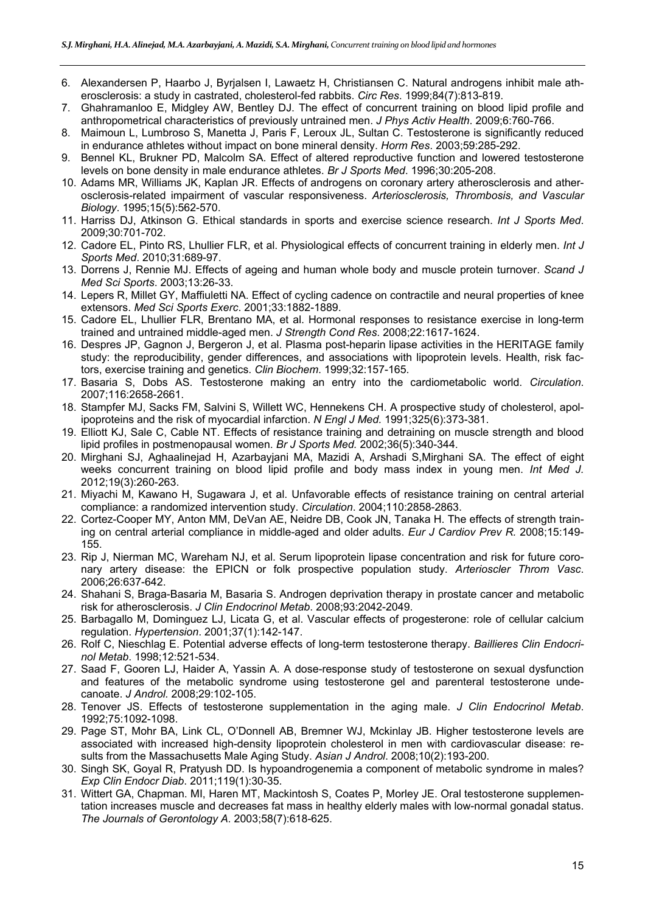6. Alexandersen P, Haarbo J, Byrjalsen I, Lawaetz H, Christiansen C. Natural androgens inhibit male atherosclerosis: a study in castrated, cholesterol-fed rabbits. *Circ Res*. 1999;84(7):813-819.
7. Ghahramanloo E, Midgley AW, Bentley DJ. The effect of concurrent training on blood lipid profile and anthropometrical characteristics of previously untrained men. *J Phys Activ Health*. 2009;6:760-766.
8. Maimoun L, Lumbroso S, Manetta J, Paris F, Leroux JL, Sultan C. Testosterone is significantly reduced in endurance athletes without impact on bone mineral density. *Horm Res*. 2003;59:285-292.
9. Bennel KL, Brukner PD, Malcolm SA. Effect of altered reproductive function and lowered testosterone levels on bone density in male endurance athletes. *Br J Sports Med*. 1996;30:205-208.
10. Adams MR, Williams JK, Kaplan JR. Effects of androgens on coronary artery atherosclerosis and atherosclerosis-related impairment of vascular responsiveness. *Arteriosclerosis, Thrombosis, and Vascular Biology*. 1995;15(5):562-570.
11. Harriss DJ, Atkinson G. Ethical standards in sports and exercise science research. *Int J Sports Med*. 2009;30:701-702.
12. Cadore EL, Pinto RS, Lhullier FLR, et al. Physiological effects of concurrent training in elderly men. *Int J Sports Med*. 2010;31:689-97.
13. Dorrens J, Rennie MJ. Effects of ageing and human whole body and muscle protein turnover. *Scand J Med Sci Sports*. 2003;13:26-33.
14. Lepers R, Millet GY, Maffiuletti NA. Effect of cycling cadence on contractile and neural properties of knee extensors. *Med Sci Sports Exerc*. 2001;33:1882-1889.
15. Cadore EL, Lhullier FLR, Brentano MA, et al. Hormonal responses to resistance exercise in long-term trained and untrained middle-aged men. *J Strength Cond Res*. 2008;22:1617-1624.
16. Despres JP, Gagnon J, Bergeron J, et al. Plasma post-heparin lipase activities in the HERITAGE family study: the reproducibility, gender differences, and associations with lipoprotein levels. Health, risk factors, exercise training and genetics. *Clin Biochem*. 1999;32:157-165.
17. Basaria S, Dobs AS. Testosterone making an entry into the cardiometabolic world. *Circulation*. 2007;116:2658-2661.
18. Stampfer MJ, Sacks FM, Salvini S, Willett WC, Hennekens CH. A prospective study of cholesterol, apolipoproteins and the risk of myocardial infarction. *N Engl J Med*. 1991;325(6):373-381.
19. Elliott KJ, Sale C, Cable NT. Effects of resistance training and detraining on muscle strength and blood lipid profiles in postmenopausal women. *Br J Sports Med.* 2002;36(5):340-344.
20. Mirghani SJ, Aghaalinejad H, Azarbayjani MA, Mazidi A, Arshadi S,Mirghani SA. The effect of eight weeks concurrent training on blood lipid profile and body mass index in young men. *Int Med J.* 2012;19(3):260-263.
21. Miyachi M, Kawano H, Sugawara J, et al. Unfavorable effects of resistance training on central arterial compliance: a randomized intervention study. *Circulation*. 2004;110:2858-2863.
22. Cortez-Cooper MY, Anton MM, DeVan AE, Neidre DB, Cook JN, Tanaka H. The effects of strength training on central arterial compliance in middle-aged and older adults. *Eur J Cardiov Prev R.* 2008;15:149-155.
23. Rip J, Nierman MC, Wareham NJ, et al. Serum lipoprotein lipase concentration and risk for future coronary artery disease: the EPICN or folk prospective population study. *Arterioscler Throm Vasc*. 2006;26:637-642.
24. Shahani S, Braga-Basaria M, Basaria S. Androgen deprivation therapy in prostate cancer and metabolic risk for atherosclerosis. *J Clin Endocrinol Metab*. 2008;93:2042-2049.
25. Barbagallo M, Dominguez LJ, Licata G, et al. Vascular effects of progesterone: role of cellular calcium regulation. *Hypertension*. 2001;37(1):142-147.
26. Rolf C, Nieschlag E. Potential adverse effects of long-term testosterone therapy. *Baillieres Clin Endocrinol Metab*. 1998;12:521-534.
27. Saad F, Gooren LJ, Haider A, Yassin A. A dose-response study of testosterone on sexual dysfunction and features of the metabolic syndrome using testosterone gel and parenteral testosterone undecanoate. *J Androl.* 2008;29:102-105.
28. Tenover JS. Effects of testosterone supplementation in the aging male. *J Clin Endocrinol Metab*. 1992;75:1092-1098.
29. Page ST, Mohr BA, Link CL, O'Donnell AB, Bremner WJ, Mckinlay JB. Higher testosterone levels are associated with increased high-densilty lipoprotein cholesterol in men with cardiovascular disease: results from the Massachusetts Male Aging Study. *Asian J Androl*. 2008;10(2):193-200.
30. Singh SK, Goyal R, Pratyush DD. Is hypoandrogenemia a component of metabolic syndrome in males? *Exp Clin Endocr Diab*. 2011;119(1):30-35.
31. Wittert GA, Chapman. MI, Haren MT, Mackintosh S, Coates P, Morley JE. Oral testosterone supplementation increases muscle and decreases fat mass in healthy elderly males with low-normal gonadal status. *The Journals of Gerontology A*. 2003;58(7):618-625.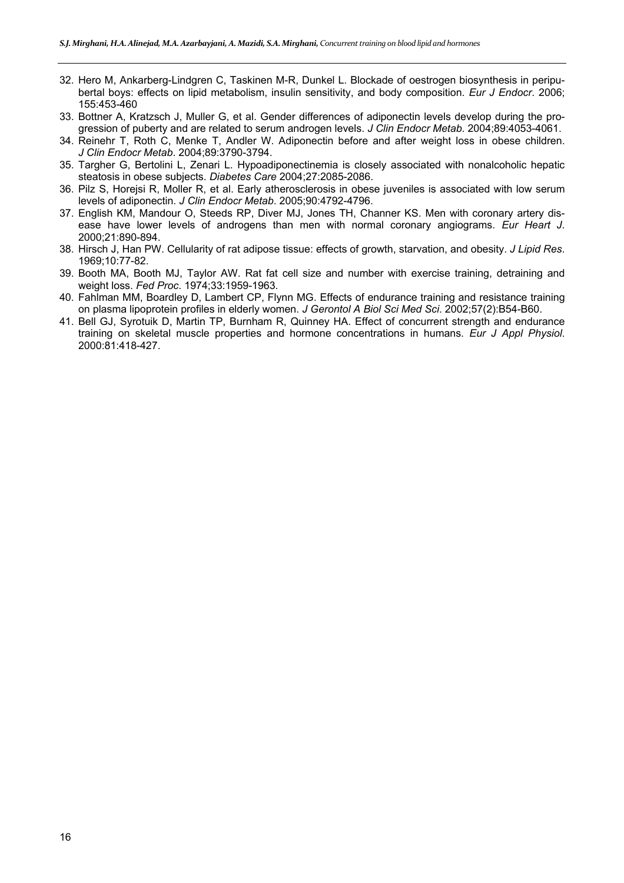32. Hero M, Ankarberg-Lindgren C, Taskinen M-R, Dunkel L. Blockade of oestrogen biosynthesis in peripubertal boys: effects on lipid metabolism, insulin sensitivity, and body composition. *Eur J Endocr*. 2006; 155:453-460
33. Bottner A, Kratzsch J, Muller G, et al. Gender differences of adiponectin levels develop during the progression of puberty and are related to serum androgen levels. *J Clin Endocr Metab*. 2004;89:4053-4061.
34. Reinehr T, Roth C, Menke T, Andler W. Adiponectin before and after weight loss in obese children. *J Clin Endocr Metab*. 2004;89:3790-3794.
35. Targher G, Bertolini L, Zenari L. Hypoadiponectinemia is closely associated with nonalcoholic hepatic steatosis in obese subjects. *Diabetes Care* 2004;27:2085-2086.
36. Pilz S, Horejsi R, Moller R, et al. Early atherosclerosis in obese juveniles is associated with low serum levels of adiponectin. *J Clin Endocr Metab*. 2005;90:4792-4796.
37. English KM, Mandour O, Steeds RP, Diver MJ, Jones TH, Channer KS. Men with coronary artery disease have lower levels of androgens than men with normal coronary angiograms. *Eur Heart J*. 2000;21:890-894.
38. Hirsch J, Han PW. Cellularity of rat adipose tissue: effects of growth, starvation, and obesity. *J Lipid Res*. 1969;10:77-82.
39. Booth MA, Booth MJ, Taylor AW. Rat fat cell size and number with exercise training, detraining and weight loss. *Fed Proc*. 1974;33:1959-1963.
40. Fahlman MM, Boardley D, Lambert CP, Flynn MG. Effects of endurance training and resistance training on plasma lipoprotein profiles in elderly women. *J Gerontol A Biol Sci Med Sci*. 2002;57(2):B54-B60.
41. Bell GJ, Syrotuik D, Martin TP, Burnham R, Quinney HA. Effect of concurrent strength and endurance training on skeletal muscle properties and hormone concentrations in humans. *Eur J Appl Physiol*. 2000:81:418-427.